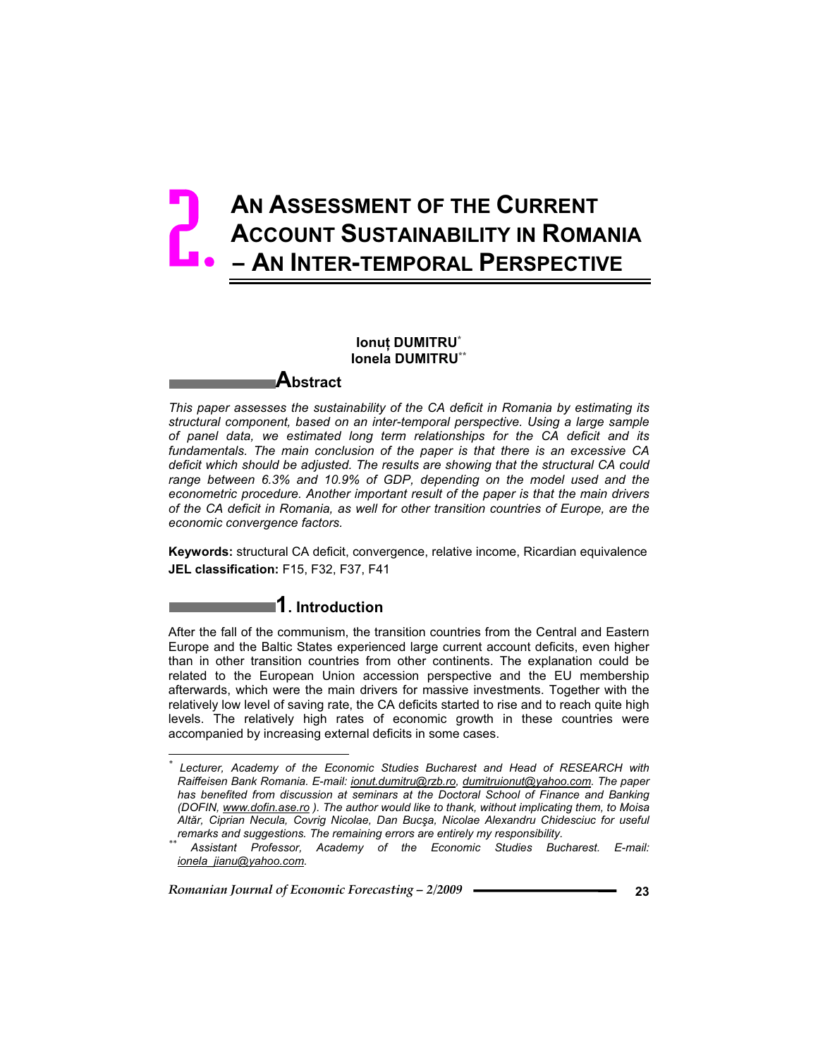# 2. An Assessment of the Current Account Sustainability in Romania – An Inter-temporal Perspective

**Ionuț DUMITRU**[*]
**Ionela DUMITRU**[**]

## Abstract

*This paper assesses the sustainability of the CA deficit in Romania by estimating its structural component, based on an inter-temporal perspective. Using a large sample of panel data, we estimated long term relationships for the CA deficit and its fundamentals. The main conclusion of the paper is that there is an excessive CA deficit which should be adjusted. The results are showing that the structural CA could range between 6.3% and 10.9% of GDP, depending on the model used and the econometric procedure. Another important result of the paper is that the main drivers of the CA deficit in Romania, as well for other transition countries of Europe, are the economic convergence factors.*

**Keywords:** structural CA deficit, convergence, relative income, Ricardian equivalence
**JEL classification:** F15, F32, F37, F41

## 1. Introduction

After the fall of the communism, the transition countries from the Central and Eastern Europe and the Baltic States experienced large current account deficits, even higher than in other transition countries from other continents. The explanation could be related to the European Union accession perspective and the EU membership afterwards, which were the main drivers for massive investments. Together with the relatively low level of saving rate, the CA deficits started to rise and to reach quite high levels. The relatively high rates of economic growth in these countries were accompanied by increasing external deficits in some cases.

---

[*] *Lecturer, Academy of the Economic Studies Bucharest and Head of RESEARCH with Raiffeisen Bank Romania. E-mail: ionut.dumitru@rzb.ro, dumitruionut@yahoo.com. The paper has benefited from discussion at seminars at the Doctoral School of Finance and Banking (DOFIN, www.dofin.ase.ro ). The author would like to thank, without implicating them, to Moisa Altăr, Ciprian Necula, Covrig Nicolae, Dan Bucşa, Nicolae Alexandru Chidesciuc for useful remarks and suggestions. The remaining errors are entirely my responsibility.*

[**] *Assistant Professor, Academy of the Economic Studies Bucharest. E-mail: ionela_jianu@yahoo.com.*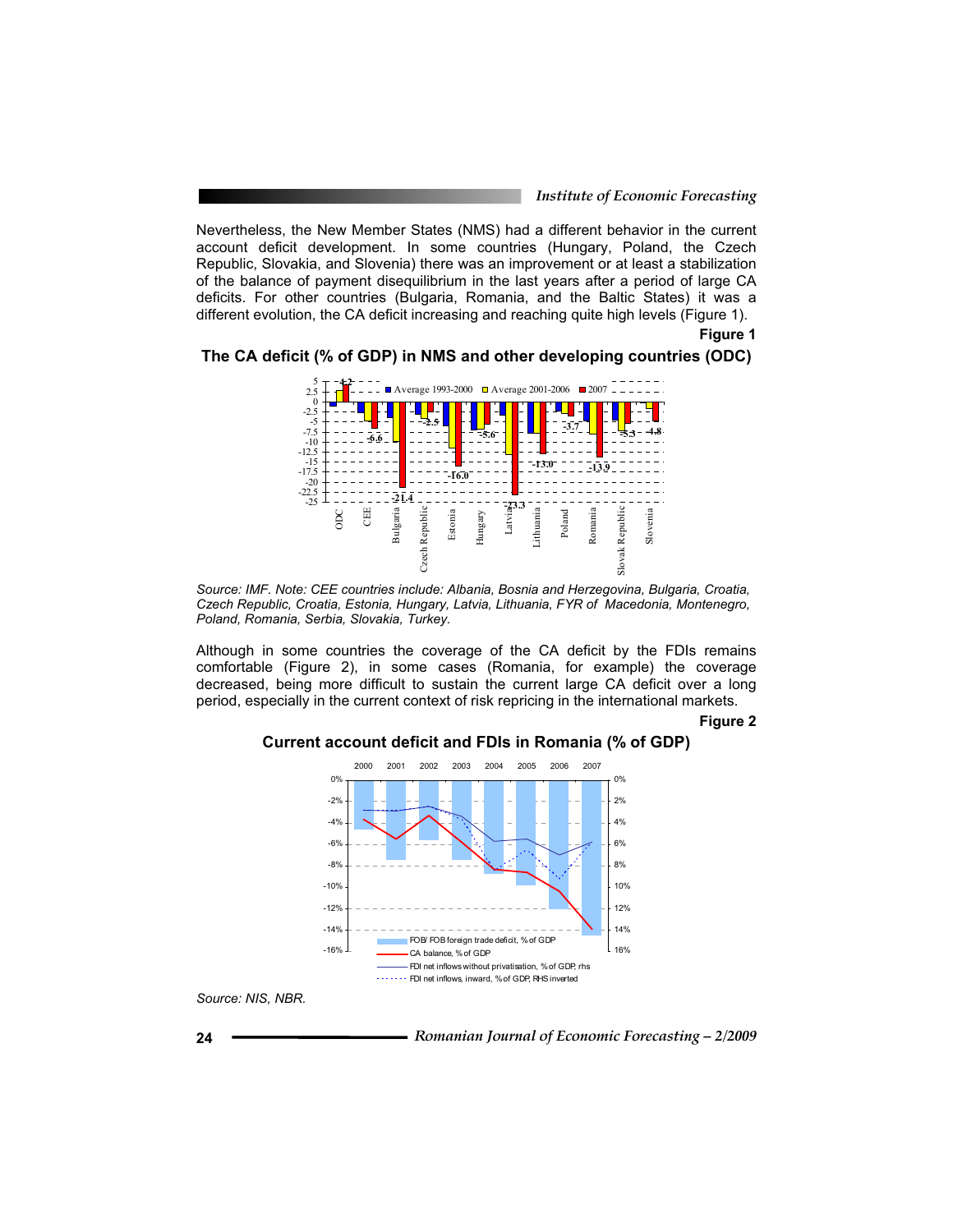Nevertheless, the New Member States (NMS) had a different behavior in the current account deficit development. In some countries (Hungary, Poland, the Czech Republic, Slovakia, and Slovenia) there was an improvement or at least a stabilization of the balance of payment disequilibrium in the last years after a period of large CA deficits. For other countries (Bulgaria, Romania, and the Baltic States) it was a different evolution, the CA deficit increasing and reaching quite high levels (Figure 1).

**Figure 1**

**The CA deficit (% of GDP) in NMS and other developing countries (ODC)**

*Source: IMF. Note: CEE countries include: Albania, Bosnia and Herzegovina, Bulgaria, Croatia, Czech Republic, Croatia, Estonia, Hungary, Latvia, Lithuania, FYR of Macedonia, Montenegro, Poland, Romania, Serbia, Slovakia, Turkey.*

Although in some countries the coverage of the CA deficit by the FDIs remains comfortable (Figure 2), in some cases (Romania, for example) the coverage decreased, being more difficult to sustain the current large CA deficit over a long period, especially in the current context of risk repricing in the international markets.

**Figure 2**

**Current account deficit and FDIs in Romania (% of GDP)**

*Source: NIS, NBR.*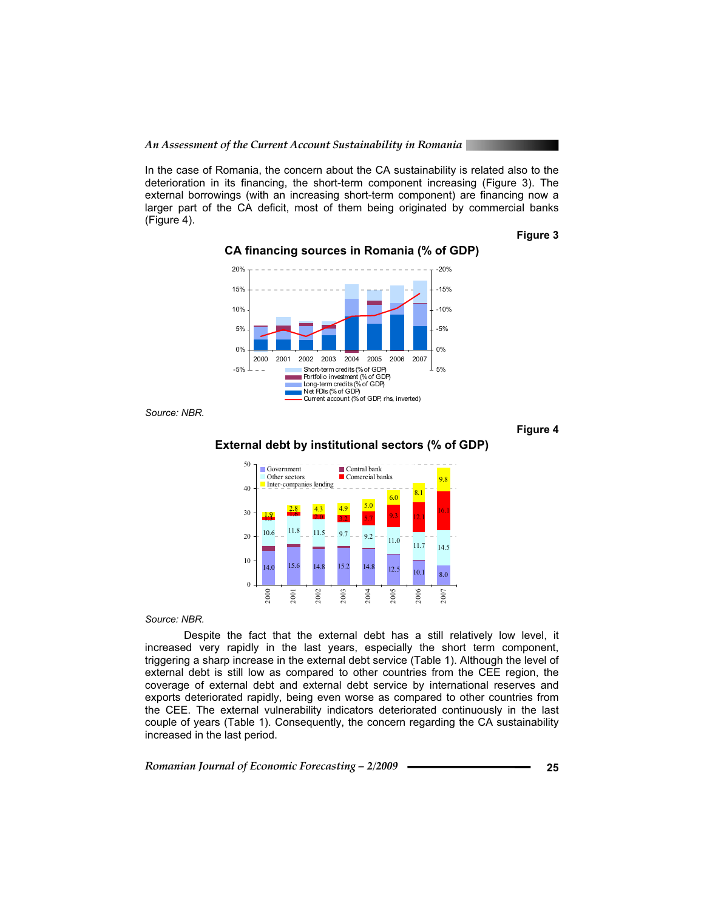In the case of Romania, the concern about the CA sustainability is related also to the deterioration in its financing, the short-term component increasing (Figure 3). The external borrowings (with an increasing short-term component) are financing now a larger part of the CA deficit, most of them being originated by commercial banks (Figure 4).

**Figure 3**

**CA financing sources in Romania (% of GDP)**

*Source: NBR.*

**Figure 4**

**External debt by institutional sectors (% of GDP)**

*Source: NBR.*

Despite the fact that the external debt has a still relatively low level, it increased very rapidly in the last years, especially the short term component, triggering a sharp increase in the external debt service (Table 1). Although the level of external debt is still low as compared to other countries from the CEE region, the coverage of external debt and external debt service by international reserves and exports deteriorated rapidly, being even worse as compared to other countries from the CEE. The external vulnerability indicators deteriorated continuously in the last couple of years (Table 1). Consequently, the concern regarding the CA sustainability increased in the last period.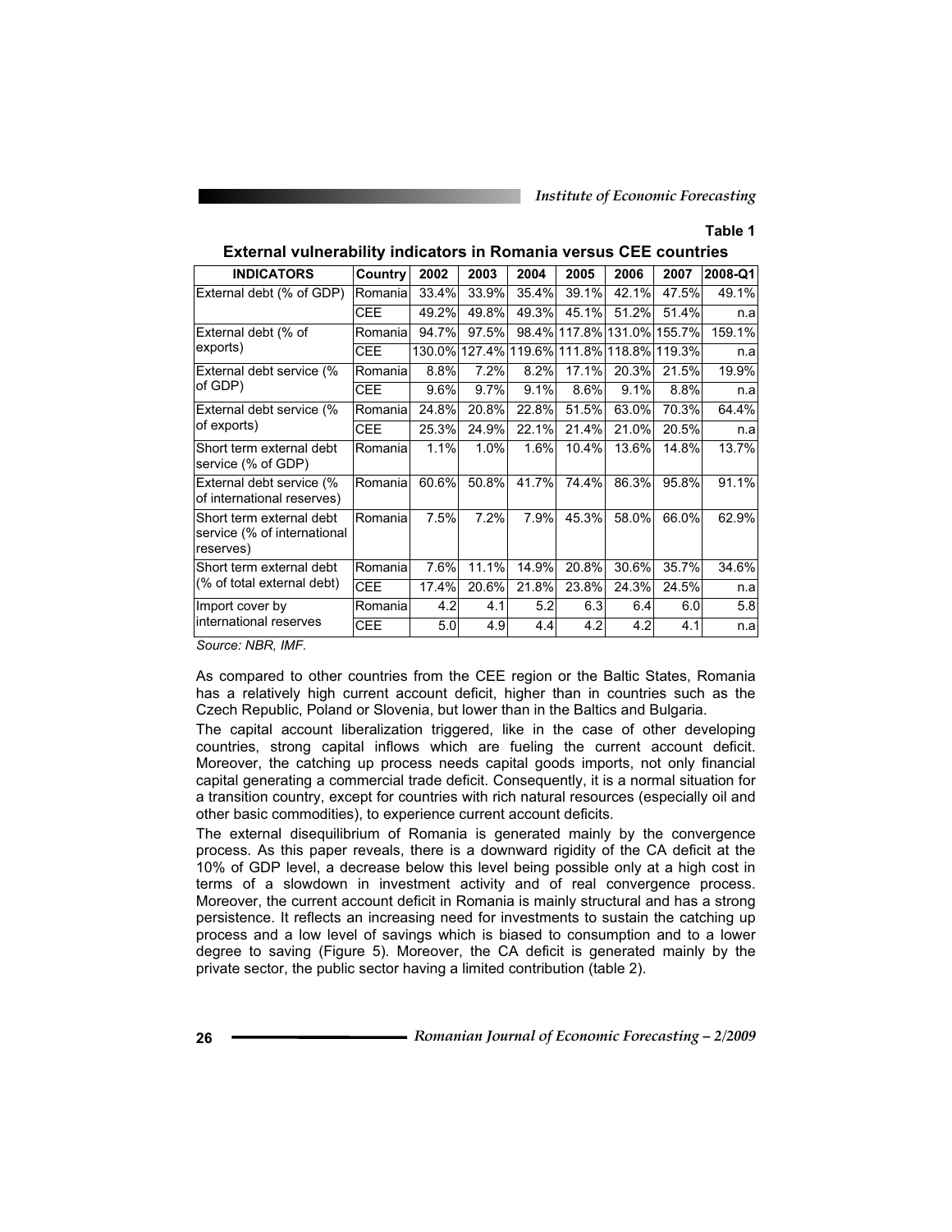**Table 1**

**External vulnerability indicators in Romania versus CEE countries**

| INDICATORS | Country | 2002 | 2003 | 2004 | 2005 | 2006 | 2007 | 2008-Q1 |
|---|---|---|---|---|---|---|---|---|
| External debt (% of GDP) | Romania | 33.4% | 33.9% | 35.4% | 39.1% | 42.1% | 47.5% | 49.1% |
| | CEE | 49.2% | 49.8% | 49.3% | 45.1% | 51.2% | 51.4% | n.a |
| External debt (% of exports) | Romania | 94.7% | 97.5% | 98.4% | 117.8% | 131.0% | 155.7% | 159.1% |
| | CEE | 130.0% | 127.4% | 119.6% | 111.8% | 118.8% | 119.3% | n.a |
| External debt service (% of GDP) | Romania | 8.8% | 7.2% | 8.2% | 17.1% | 20.3% | 21.5% | 19.9% |
| | CEE | 9.6% | 9.7% | 9.1% | 8.6% | 9.1% | 8.8% | n.a |
| External debt service (% of exports) | Romania | 24.8% | 20.8% | 22.8% | 51.5% | 63.0% | 70.3% | 64.4% |
| | CEE | 25.3% | 24.9% | 22.1% | 21.4% | 21.0% | 20.5% | n.a |
| Short term external debt service (% of GDP) | Romania | 1.1% | 1.0% | 1.6% | 10.4% | 13.6% | 14.8% | 13.7% |
| External debt service (% of international reserves) | Romania | 60.6% | 50.8% | 41.7% | 74.4% | 86.3% | 95.8% | 91.1% |
| Short term external debt service (% of international reserves) | Romania | 7.5% | 7.2% | 7.9% | 45.3% | 58.0% | 66.0% | 62.9% |
| Short term external debt (% of total external debt) | Romania | 7.6% | 11.1% | 14.9% | 20.8% | 30.6% | 35.7% | 34.6% |
| | CEE | 17.4% | 20.6% | 21.8% | 23.8% | 24.3% | 24.5% | n.a |
| Import cover by international reserves | Romania | 4.2 | 4.1 | 5.2 | 6.3 | 6.4 | 6.0 | 5.8 |
| | CEE | 5.0 | 4.9 | 4.4 | 4.2 | 4.2 | 4.1 | n.a |

*Source: NBR, IMF.*

As compared to other countries from the CEE region or the Baltic States, Romania has a relatively high current account deficit, higher than in countries such as the Czech Republic, Poland or Slovenia, but lower than in the Baltics and Bulgaria.

The capital account liberalization triggered, like in the case of other developing countries, strong capital inflows which are fueling the current account deficit. Moreover, the catching up process needs capital goods imports, not only financial capital generating a commercial trade deficit. Consequently, it is a normal situation for a transition country, except for countries with rich natural resources (especially oil and other basic commodities), to experience current account deficits.

The external disequilibrium of Romania is generated mainly by the convergence process. As this paper reveals, there is a downward rigidity of the CA deficit at the 10% of GDP level, a decrease below this level being possible only at a high cost in terms of a slowdown in investment activity and of real convergence process. Moreover, the current account deficit in Romania is mainly structural and has a strong persistence. It reflects an increasing need for investments to sustain the catching up process and a low level of savings which is biased to consumption and to a lower degree to saving (Figure 5). Moreover, the CA deficit is generated mainly by the private sector, the public sector having a limited contribution (table 2).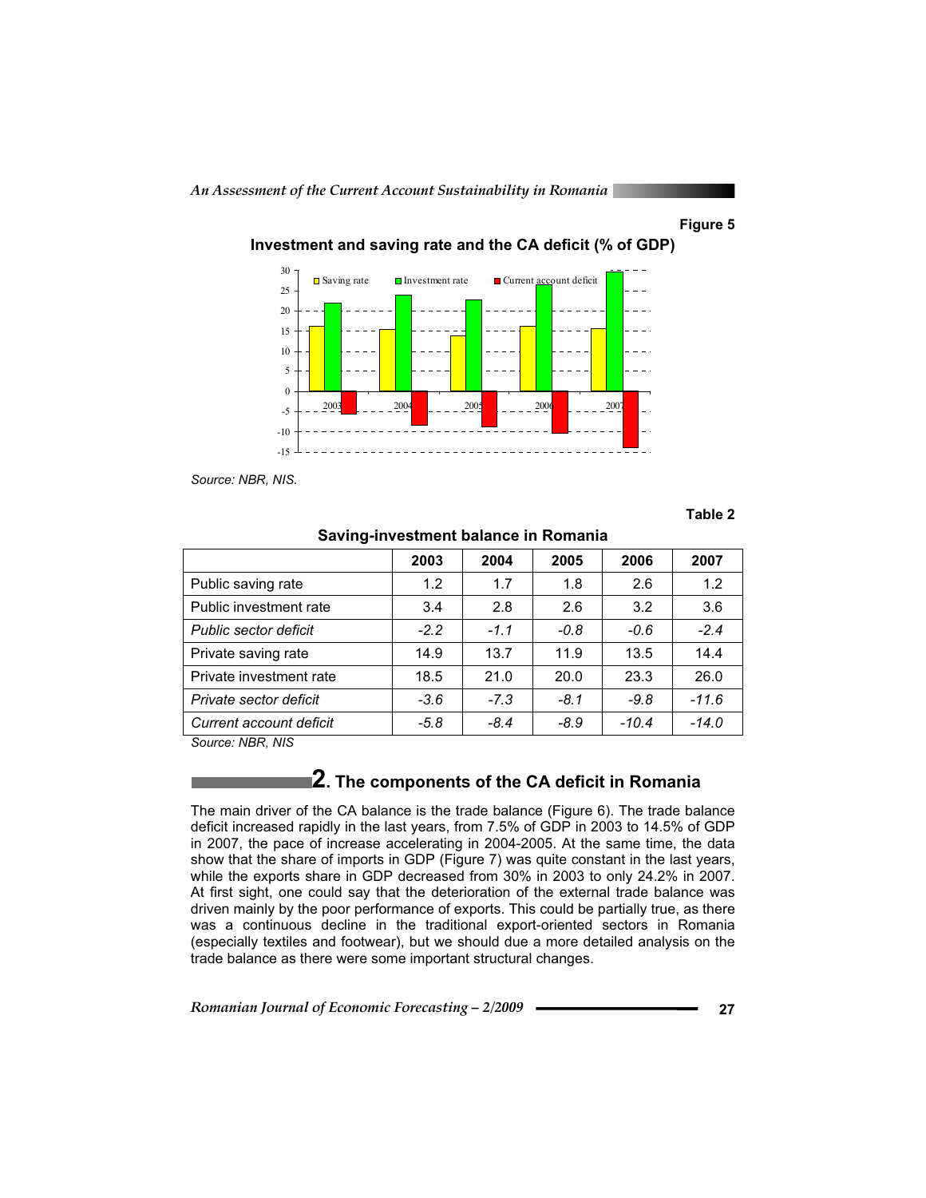**Figure 5**

**Investment and saving rate and the CA deficit (% of GDP)**

*Source: NBR, NIS.*

**Table 2**

**Saving-investment balance in Romania**

| | 2003 | 2004 | 2005 | 2006 | 2007 |
|---|---|---|---|---|---|
| Public saving rate | 1.2 | 1.7 | 1.8 | 2.6 | 1.2 |
| Public investment rate | 3.4 | 2.8 | 2.6 | 3.2 | 3.6 |
| *Public sector deficit* | *-2.2* | *-1.1* | *-0.8* | *-0.6* | *-2.4* |
| Private saving rate | 14.9 | 13.7 | 11.9 | 13.5 | 14.4 |
| Private investment rate | 18.5 | 21.0 | 20.0 | 23.3 | 26.0 |
| *Private sector deficit* | *-3.6* | *-7.3* | *-8.1* | *-9.8* | *-11.6* |
| *Current account deficit* | *-5.8* | *-8.4* | *-8.9* | *-10.4* | *-14.0* |

*Source: NBR, NIS*

## 2. The components of the CA deficit in Romania

The main driver of the CA balance is the trade balance (Figure 6). The trade balance deficit increased rapidly in the last years, from 7.5% of GDP in 2003 to 14.5% of GDP in 2007, the pace of increase accelerating in 2004-2005. At the same time, the data show that the share of imports in GDP (Figure 7) was quite constant in the last years, while the exports share in GDP decreased from 30% in 2003 to only 24.2% in 2007. At first sight, one could say that the deterioration of the external trade balance was driven mainly by the poor performance of exports. This could be partially true, as there was a continuous decline in the traditional export-oriented sectors in Romania (especially textiles and footwear), but we should due a more detailed analysis on the trade balance as there were some important structural changes.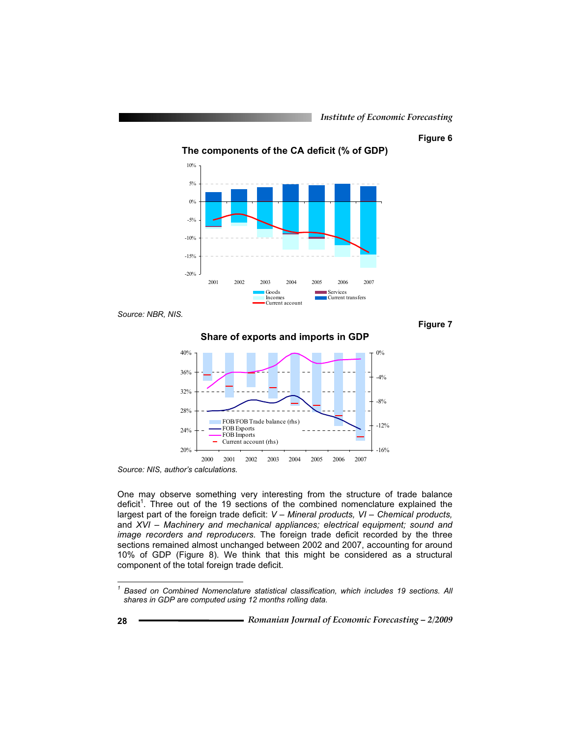Figure 6

**The components of the CA deficit (% of GDP)**

Source: NBR, NIS.

Figure 7

**Share of exports and imports in GDP**

Source: NIS, author's calculations.

One may observe something very interesting from the structure of trade balance deficit[1]. Three out of the 19 sections of the combined nomenclature explained the largest part of the foreign trade deficit: *V – Mineral products, VI – Chemical products,* and *XVI – Machinery and mechanical appliances; electrical equipment; sound and image recorders and reproducers.* The foreign trade deficit recorded by the three sections remained almost unchanged between 2002 and 2007, accounting for around 10% of GDP (Figure 8). We think that this might be considered as a structural component of the total foreign trade deficit.

---

[1] *Based on Combined Nomenclature statistical classification, which includes 19 sections. All shares in GDP are computed using 12 months rolling data.*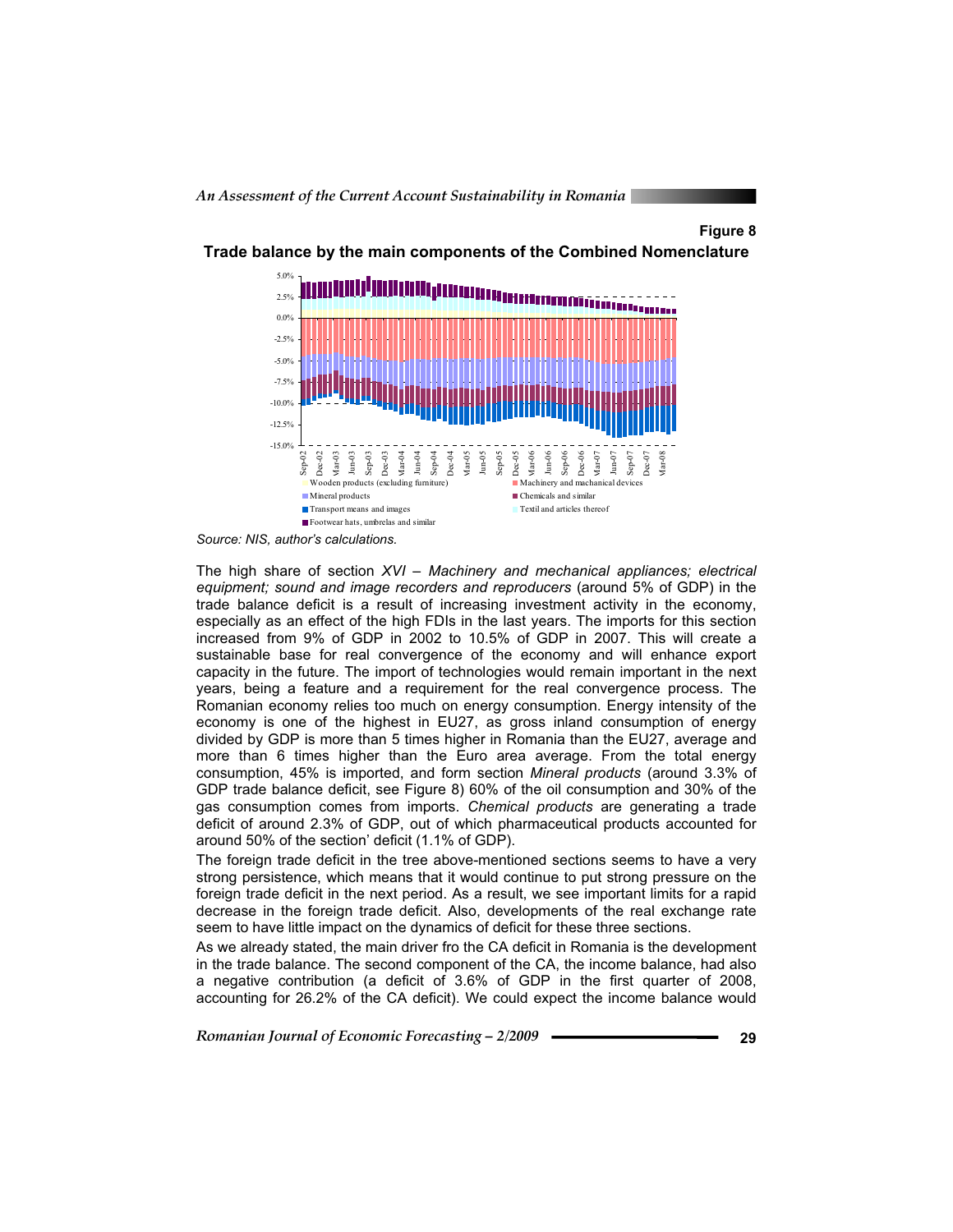**Figure 8**

**Trade balance by the main components of the Combined Nomenclature**

*Source: NIS, author's calculations.*

The high share of section *XVI – Machinery and mechanical appliances; electrical equipment; sound and image recorders and reproducers* (around 5% of GDP) in the trade balance deficit is a result of increasing investment activity in the economy, especially as an effect of the high FDIs in the last years. The imports for this section increased from 9% of GDP in 2002 to 10.5% of GDP in 2007. This will create a sustainable base for real convergence of the economy and will enhance export capacity in the future. The import of technologies would remain important in the next years, being a feature and a requirement for the real convergence process. The Romanian economy relies too much on energy consumption. Energy intensity of the economy is one of the highest in EU27, as gross inland consumption of energy divided by GDP is more than 5 times higher in Romania than the EU27, average and more than 6 times higher than the Euro area average. From the total energy consumption, 45% is imported, and form section *Mineral products* (around 3.3% of GDP trade balance deficit, see Figure 8) 60% of the oil consumption and 30% of the gas consumption comes from imports. *Chemical products* are generating a trade deficit of around 2.3% of GDP, out of which pharmaceutical products accounted for around 50% of the section' deficit (1.1% of GDP).

The foreign trade deficit in the tree above-mentioned sections seems to have a very strong persistence, which means that it would continue to put strong pressure on the foreign trade deficit in the next period. As a result, we see important limits for a rapid decrease in the foreign trade deficit. Also, developments of the real exchange rate seem to have little impact on the dynamics of deficit for these three sections.

As we already stated, the main driver fro the CA deficit in Romania is the development in the trade balance. The second component of the CA, the income balance, had also a negative contribution (a deficit of 3.6% of GDP in the first quarter of 2008, accounting for 26.2% of the CA deficit). We could expect the income balance would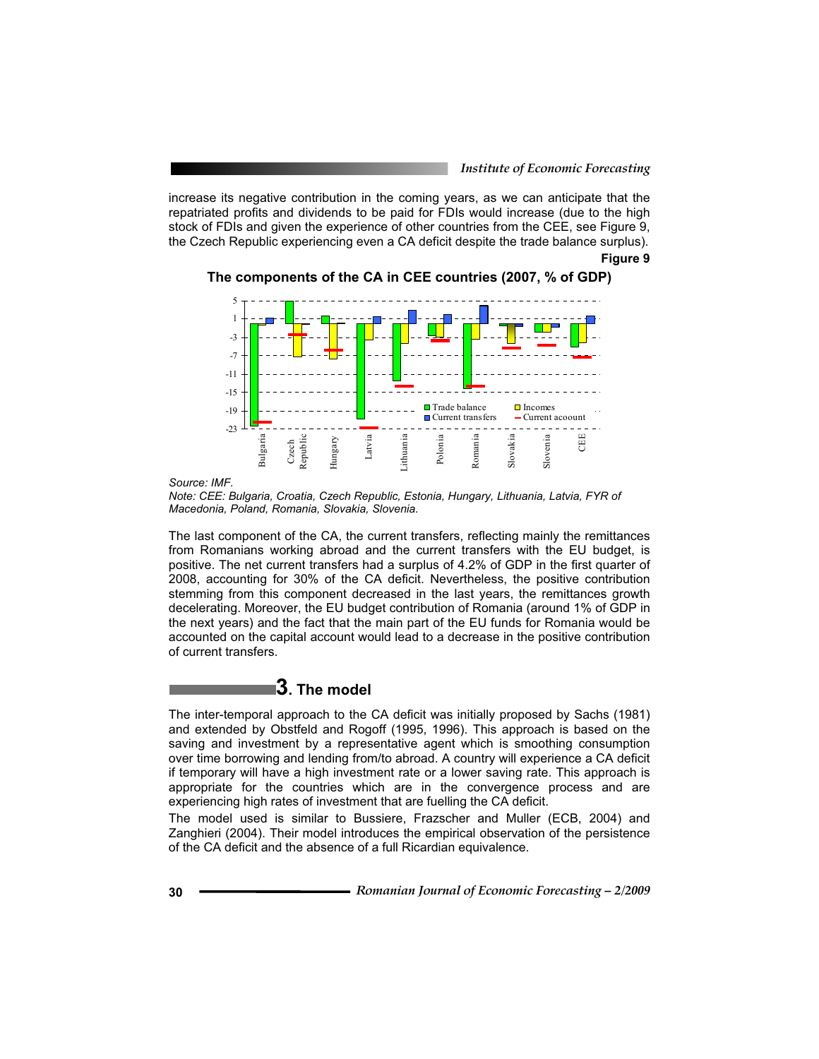increase its negative contribution in the coming years, as we can anticipate that the repatriated profits and dividends to be paid for FDIs would increase (due to the high stock of FDIs and given the experience of other countries from the CEE, see Figure 9, the Czech Republic experiencing even a CA deficit despite the trade balance surplus).

**Figure 9**

**The components of the CA in CEE countries (2007, % of GDP)**

*Source: IMF.*

*Note: CEE: Bulgaria, Croatia, Czech Republic, Estonia, Hungary, Lithuania, Latvia, FYR of Macedonia, Poland, Romania, Slovakia, Slovenia.*

The last component of the CA, the current transfers, reflecting mainly the remittances from Romanians working abroad and the current transfers with the EU budget, is positive. The net current transfers had a surplus of 4.2% of GDP in the first quarter of 2008, accounting for 30% of the CA deficit. Nevertheless, the positive contribution stemming from this component decreased in the last years, the remittances growth decelerating. Moreover, the EU budget contribution of Romania (around 1% of GDP in the next years) and the fact that the main part of the EU funds for Romania would be accounted on the capital account would lead to a decrease in the positive contribution of current transfers.

## 3. The model

The inter-temporal approach to the CA deficit was initially proposed by Sachs (1981) and extended by Obstfeld and Rogoff (1995, 1996). This approach is based on the saving and investment by a representative agent which is smoothing consumption over time borrowing and lending from/to abroad. A country will experience a CA deficit if temporary will have a high investment rate or a lower saving rate. This approach is appropriate for the countries which are in the convergence process and are experiencing high rates of investment that are fuelling the CA deficit.

The model used is similar to Bussiere, Frazscher and Muller (ECB, 2004) and Zanghieri (2004). Their model introduces the empirical observation of the persistence of the CA deficit and the absence of a full Ricardian equivalence.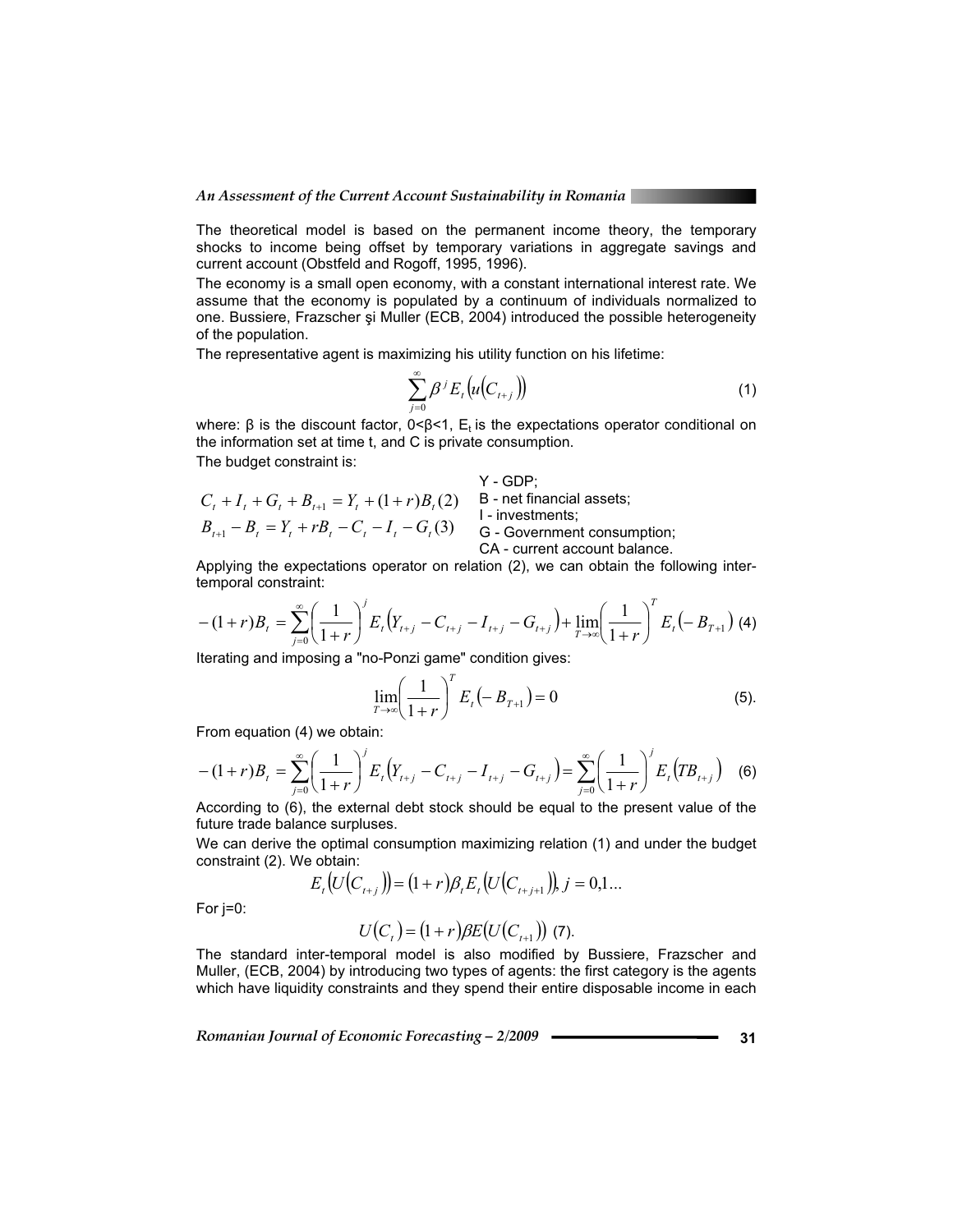The theoretical model is based on the permanent income theory, the temporary shocks to income being offset by temporary variations in aggregate savings and current account (Obstfeld and Rogoff, 1995, 1996).

The economy is a small open economy, with a constant international interest rate. We assume that the economy is populated by a continuum of individuals normalized to one. Bussiere, Frazscher şi Muller (ECB, 2004) introduced the possible heterogeneity of the population.

The representative agent is maximizing his utility function on his lifetime:

$$\sum_{j=0}^{\infty} \beta^j E_t \left( u \left( C_{t+j} \right) \right) \tag{1}$$

where: β is the discount factor, 0<β<1, $E_t$ is the expectations operator conditional on the information set at time t, and C is private consumption.

The budget constraint is:

$$C_t + I_t + G_t + B_{t+1} = Y_t + (1+r)B_t \ (2)$$

$$B_{t+1} - B_t = Y_t + rB_t - C_t - I_t - G_t \ (3)$$

Y - GDP;
B - net financial assets;
I - investments;
G - Government consumption;
CA - current account balance.

Applying the expectations operator on relation (2), we can obtain the following inter-temporal constraint:

$$-(1+r)B_t = \sum_{j=0}^{\infty} \left( \frac{1}{1+r} \right)^j E_t \left( Y_{t+j} - C_{t+j} - I_{t+j} - G_{t+j} \right) + \lim_{T \to \infty} \left( \frac{1}{1+r} \right)^T E_t \left( -B_{T+1} \right) \ (4)$$

Iterating and imposing a "no-Ponzi game" condition gives:

$$\lim_{T \to \infty} \left( \frac{1}{1+r} \right)^T E_t \left( -B_{T+1} \right) = 0 \tag{5}$$

From equation (4) we obtain:

$$-(1+r)B_t = \sum_{j=0}^{\infty} \left( \frac{1}{1+r} \right)^j E_t \left( Y_{t+j} - C_{t+j} - I_{t+j} - G_{t+j} \right) = \sum_{j=0}^{\infty} \left( \frac{1}{1+r} \right)^j E_t \left( TB_{t+j} \right) \tag{6}$$

According to (6), the external debt stock should be equal to the present value of the future trade balance surpluses.

We can derive the optimal consumption maximizing relation (1) and under the budget constraint (2). We obtain:

$$E_t \left( U \left( C_{t+j} \right) \right) = (1+r) \beta_t E_t \left( U \left( C_{t+j+1} \right) \right), \ j = 0,1 \ldots$$

For j=0:

$$U \left( C_t \right) = (1+r) \beta E \left( U \left( C_{t+1} \right) \right) \ (7).$$

The standard inter-temporal model is also modified by Bussiere, Frazscher and Muller, (ECB, 2004) by introducing two types of agents: the first category is the agents which have liquidity constraints and they spend their entire disposable income in each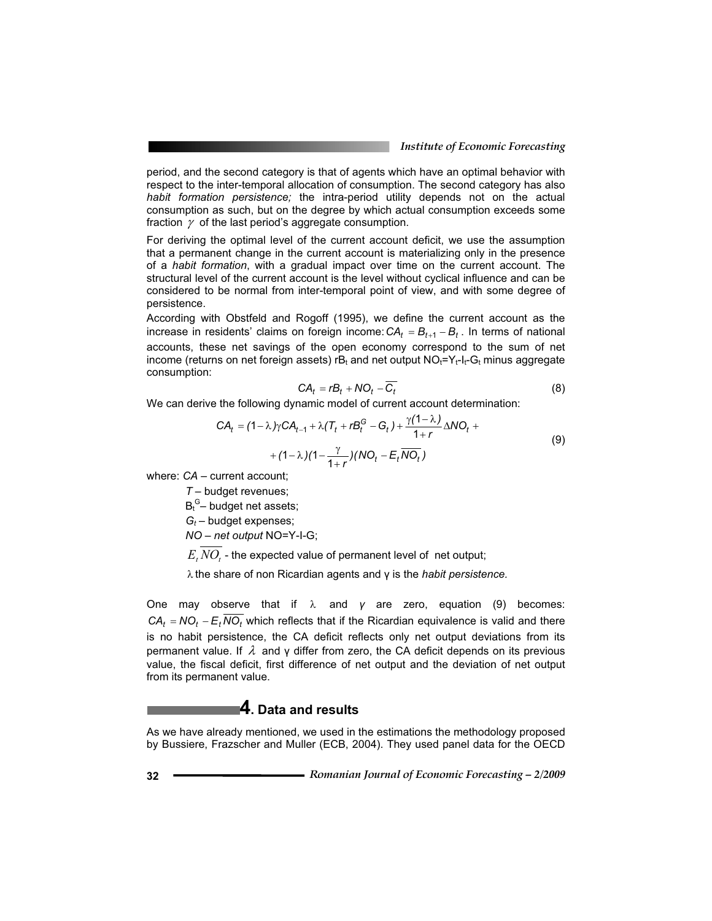period, and the second category is that of agents which have an optimal behavior with respect to the inter-temporal allocation of consumption. The second category has also *habit formation persistence;* the intra-period utility depends not on the actual consumption as such, but on the degree by which actual consumption exceeds some fraction $\gamma$ of the last period's aggregate consumption.

For deriving the optimal level of the current account deficit, we use the assumption that a permanent change in the current account is materializing only in the presence of a *habit formation*, with a gradual impact over time on the current account. The structural level of the current account is the level without cyclical influence and can be considered to be normal from inter-temporal point of view, and with some degree of persistence.

According with Obstfeld and Rogoff (1995), we define the current account as the increase in residents' claims on foreign income: $CA_t = B_{t+1} - B_t$. In terms of national accounts, these net savings of the open economy correspond to the sum of net income (returns on net foreign assets) $rB_t$ and net output $NO_t = Y_t - I_t - G_t$ minus aggregate consumption:

$$CA_t = rB_t + NO_t - \overline{C_t} \tag{8}$$

We can derive the following dynamic model of current account determination:

$$CA_t = (1-\lambda)\gamma CA_{t-1} + \lambda(T_t + rB_t^G - G_t) + \frac{\gamma(1-\lambda)}{1+r}\Delta NO_t + (1-\lambda)(1-\frac{\gamma}{1+r})(NO_t - E_t\overline{NO_t}) \tag{9}$$

where: *CA* – current account;

*T* – budget revenues;

$B_t^G$ – budget net assets;

$G_t$ – budget expenses;

*NO* – *net output* NO=Y-I-G;

$E_t\overline{NO_t}$ - the expected value of permanent level of net output;

$\lambda$ the share of non Ricardian agents and $\gamma$ is the *habit persistence.*

One may observe that if $\lambda$ and $\gamma$ are zero, equation (9) becomes: $CA_t = NO_t - E_t\overline{NO_t}$ which reflects that if the Ricardian equivalence is valid and there is no habit persistence, the CA deficit reflects only net output deviations from its permanent value. If $\lambda$ and $\gamma$ differ from zero, the CA deficit depends on its previous value, the fiscal deficit, first difference of net output and the deviation of net output from its permanent value.

## 4. Data and results

As we have already mentioned, we used in the estimations the methodology proposed by Bussiere, Frazscher and Muller (ECB, 2004). They used panel data for the OECD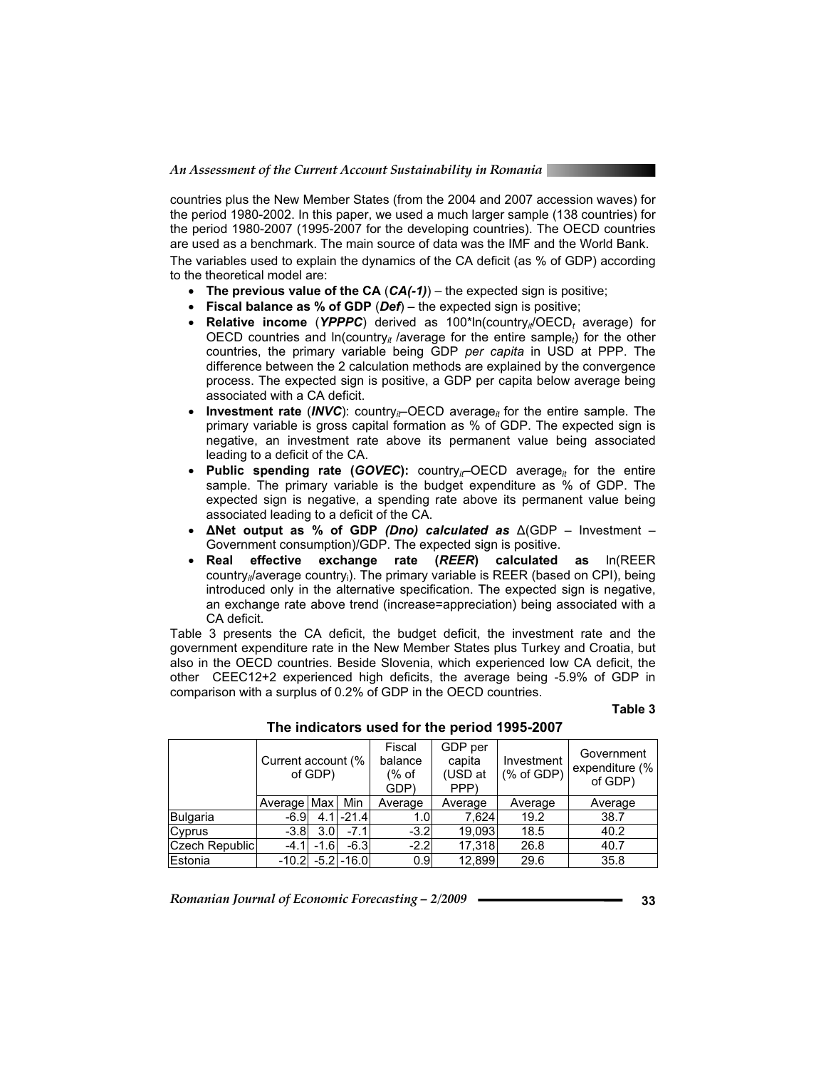countries plus the New Member States (from the 2004 and 2007 accession waves) for the period 1980-2002. In this paper, we used a much larger sample (138 countries) for the period 1980-2007 (1995-2007 for the developing countries). The OECD countries are used as a benchmark. The main source of data was the IMF and the World Bank.

The variables used to explain the dynamics of the CA deficit (as % of GDP) according to the theoretical model are:

- **The previous value of the CA** (***CA(-1)***) – the expected sign is positive;
- **Fiscal balance as % of GDP** (***Def***) – the expected sign is positive;
- **Relative income** (***YPPPC***) derived as 100\*ln(country$_{it}$/OECD$_t$ average) for OECD countries and ln(country$_{it}$ /average for the entire sample$_t$) for the other countries, the primary variable being GDP *per capita* in USD at PPP. The difference between the 2 calculation methods are explained by the convergence process. The expected sign is positive, a GDP per capita below average being associated with a CA deficit.
- **Investment rate** (***INVC***): country$_{it}$–OECD average$_{it}$ for the entire sample. The primary variable is gross capital formation as % of GDP. The expected sign is negative, an investment rate above its permanent value being associated leading to a deficit of the CA.
- **Public spending rate (*GOVEC*):** country$_{it}$–OECD average$_{it}$ for the entire sample. The primary variable is the budget expenditure as % of GDP. The expected sign is negative, a spending rate above its permanent value being associated leading to a deficit of the CA.
- **ΔNet output as % of GDP *(Dno) calculated as*** Δ(GDP – Investment – Government consumption)/GDP. The expected sign is positive.
- **Real effective exchange rate (*REER*) calculated as** ln(REER country$_{it}$/average country$_i$). The primary variable is REER (based on CPI), being introduced only in the alternative specification. The expected sign is negative, an exchange rate above trend (increase=appreciation) being associated with a CA deficit.

Table 3 presents the CA deficit, the budget deficit, the investment rate and the government expenditure rate in the New Member States plus Turkey and Croatia, but also in the OECD countries. Beside Slovenia, which experienced low CA deficit, the other CEEC12+2 experienced high deficits, the average being -5.9% of GDP in comparison with a surplus of 0.2% of GDP in the OECD countries.

**Table 3**

**The indicators used for the period 1995-2007**

| | Current account (% of GDP) | | | Fiscal balance (% of GDP) | GDP per capita (USD at PPP) | Investment (% of GDP) | Government expenditure (% of GDP) |
|---|---|---|---|---|---|---|---|
| | Average | Max | Min | Average | Average | Average | Average |
| Bulgaria | -6.9 | 4.1 | -21.4 | 1.0 | 7,624 | 19.2 | 38.7 |
| Cyprus | -3.8 | 3.0 | -7.1 | -3.2 | 19,093 | 18.5 | 40.2 |
| Czech Republic | -4.1 | -1.6 | -6.3 | -2.2 | 17,318 | 26.8 | 40.7 |
| Estonia | -10.2 | -5.2 | -16.0 | 0.9 | 12,899 | 29.6 | 35.8 |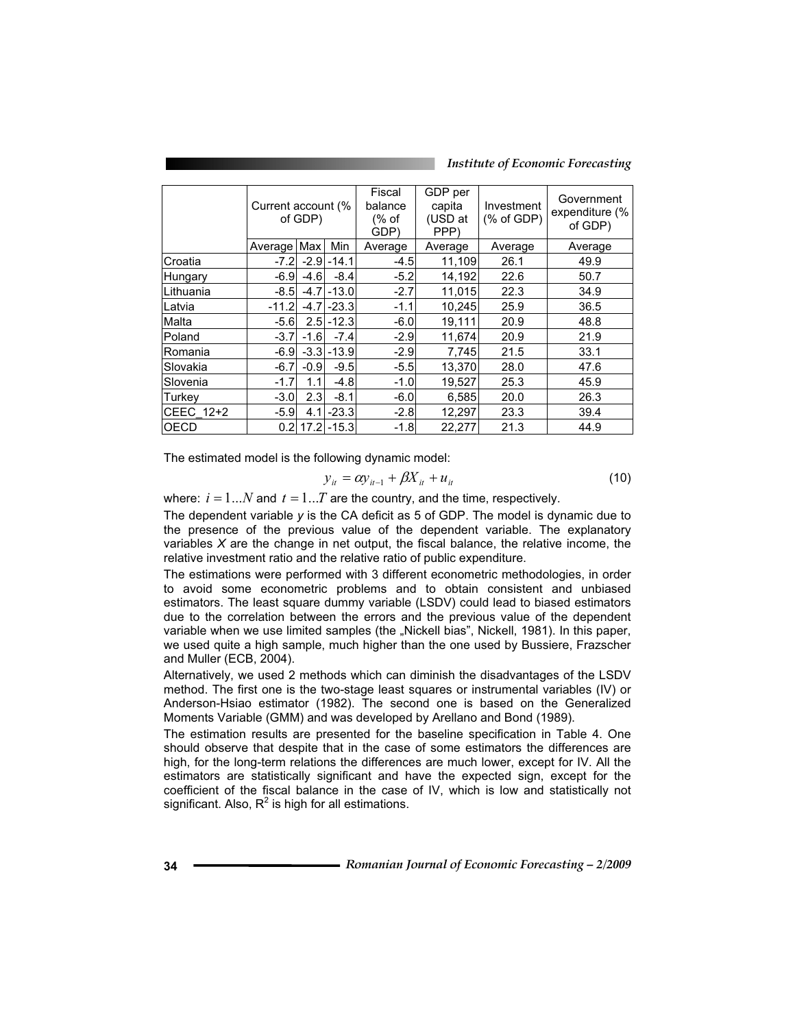| | Current account (% of GDP) | | | Fiscal balance (% of GDP) | GDP per capita (USD at PPP) | Investment (% of GDP) | Government expenditure (% of GDP) |
|---|---|---|---|---|---|---|---|
| | Average | Max | Min | Average | Average | Average | Average |
| Croatia | -7.2 | -2.9 | -14.1 | -4.5 | 11,109 | 26.1 | 49.9 |
| Hungary | -6.9 | -4.6 | -8.4 | -5.2 | 14,192 | 22.6 | 50.7 |
| Lithuania | -8.5 | -4.7 | -13.0 | -2.7 | 11,015 | 22.3 | 34.9 |
| Latvia | -11.2 | -4.7 | -23.3 | -1.1 | 10,245 | 25.9 | 36.5 |
| Malta | -5.6 | 2.5 | -12.3 | -6.0 | 19,111 | 20.9 | 48.8 |
| Poland | -3.7 | -1.6 | -7.4 | -2.9 | 11,674 | 20.9 | 21.9 |
| Romania | -6.9 | -3.3 | -13.9 | -2.9 | 7,745 | 21.5 | 33.1 |
| Slovakia | -6.7 | -0.9 | -9.5 | -5.5 | 13,370 | 28.0 | 47.6 |
| Slovenia | -1.7 | 1.1 | -4.8 | -1.0 | 19,527 | 25.3 | 45.9 |
| Turkey | -3.0 | 2.3 | -8.1 | -6.0 | 6,585 | 20.0 | 26.3 |
| CEEC_12+2 | -5.9 | 4.1 | -23.3 | -2.8 | 12,297 | 23.3 | 39.4 |
| OECD | 0.2 | 17.2 | -15.3 | -1.8 | 22,277 | 21.3 | 44.9 |

The estimated model is the following dynamic model:

$$y_{it} = \alpha y_{it-1} + \beta X_{it} + u_{it} \tag{10}$$

where: $i = 1...N$ and $t = 1...T$ are the country, and the time, respectively.

The dependent variable *y* is the CA deficit as 5 of GDP. The model is dynamic due to the presence of the previous value of the dependent variable. The explanatory variables *X* are the change in net output, the fiscal balance, the relative income, the relative investment ratio and the relative ratio of public expenditure.

The estimations were performed with 3 different econometric methodologies, in order to avoid some econometric problems and to obtain consistent and unbiased estimators. The least square dummy variable (LSDV) could lead to biased estimators due to the correlation between the errors and the previous value of the dependent variable when we use limited samples (the „Nickell bias", Nickell, 1981). In this paper, we used quite a high sample, much higher than the one used by Bussiere, Frazscher and Muller (ECB, 2004).

Alternatively, we used 2 methods which can diminish the disadvantages of the LSDV method. The first one is the two-stage least squares or instrumental variables (IV) or Anderson-Hsiao estimator (1982). The second one is based on the Generalized Moments Variable (GMM) and was developed by Arellano and Bond (1989).

The estimation results are presented for the baseline specification in Table 4. One should observe that despite that in the case of some estimators the differences are high, for the long-term relations the differences are much lower, except for IV. All the estimators are statistically significant and have the expected sign, except for the coefficient of the fiscal balance in the case of IV, which is low and statistically not significant. Also, $R^2$ is high for all estimations.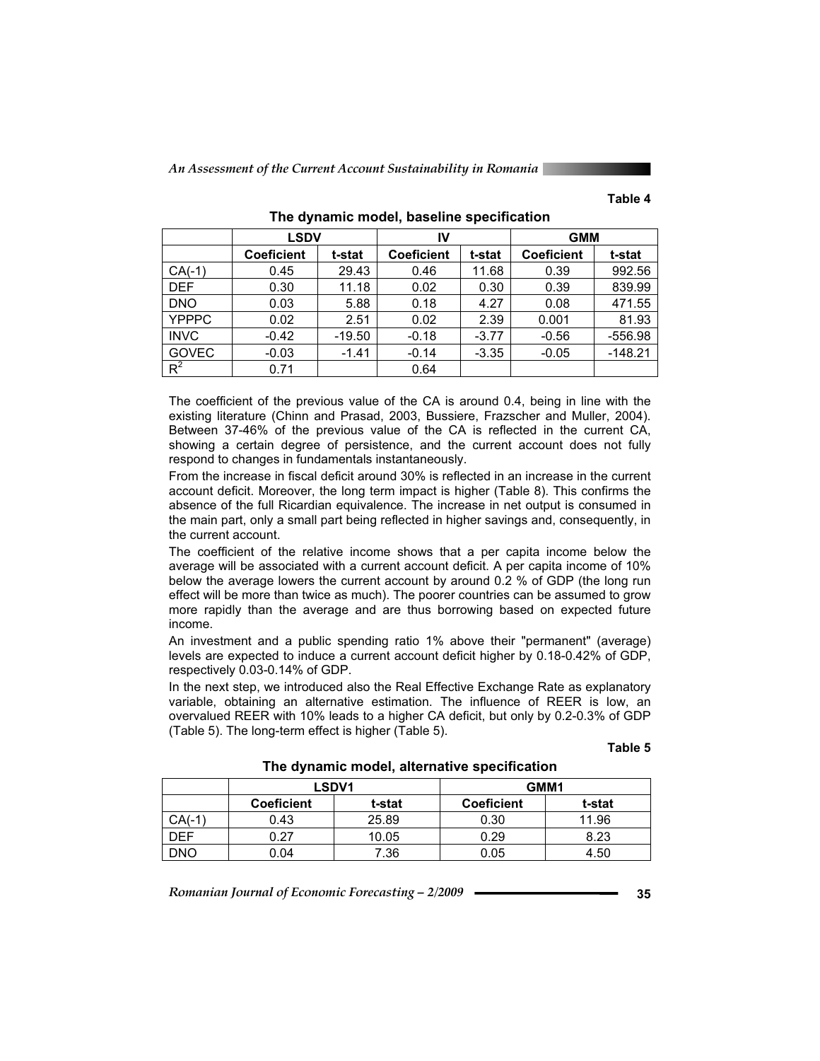**Table 4**

**The dynamic model, baseline specification**

| | LSDV | | IV | | GMM | |
|---|---|---|---|---|---|---|
| | **Coeficient** | **t-stat** | **Coeficient** | **t-stat** | **Coeficient** | **t-stat** |
| CA(-1) | 0.45 | 29.43 | 0.46 | 11.68 | 0.39 | 992.56 |
| DEF | 0.30 | 11.18 | 0.02 | 0.30 | 0.39 | 839.99 |
| DNO | 0.03 | 5.88 | 0.18 | 4.27 | 0.08 | 471.55 |
| YPPPC | 0.02 | 2.51 | 0.02 | 2.39 | 0.001 | 81.93 |
| INVC | -0.42 | -19.50 | -0.18 | -3.77 | -0.56 | -556.98 |
| GOVEC | -0.03 | -1.41 | -0.14 | -3.35 | -0.05 | -148.21 |
| $R^2$ | 0.71 | | 0.64 | | | |

The coefficient of the previous value of the CA is around 0.4, being in line with the existing literature (Chinn and Prasad, 2003, Bussiere, Frazscher and Muller, 2004). Between 37-46% of the previous value of the CA is reflected in the current CA, showing a certain degree of persistence, and the current account does not fully respond to changes in fundamentals instantaneously.

From the increase in fiscal deficit around 30% is reflected in an increase in the current account deficit. Moreover, the long term impact is higher (Table 8). This confirms the absence of the full Ricardian equivalence. The increase in net output is consumed in the main part, only a small part being reflected in higher savings and, consequently, in the current account.

The coefficient of the relative income shows that a per capita income below the average will be associated with a current account deficit. A per capita income of 10% below the average lowers the current account by around 0.2 % of GDP (the long run effect will be more than twice as much). The poorer countries can be assumed to grow more rapidly than the average and are thus borrowing based on expected future income.

An investment and a public spending ratio 1% above their "permanent" (average) levels are expected to induce a current account deficit higher by 0.18-0.42% of GDP, respectively 0.03-0.14% of GDP.

In the next step, we introduced also the Real Effective Exchange Rate as explanatory variable, obtaining an alternative estimation. The influence of REER is low, an overvalued REER with 10% leads to a higher CA deficit, but only by 0.2-0.3% of GDP (Table 5). The long-term effect is higher (Table 5).

**Table 5**

**The dynamic model, alternative specification**

| | LSDV1 | | GMM1 | |
|---|---|---|---|---|
| | **Coeficient** | **t-stat** | **Coeficient** | **t-stat** |
| CA(-1) | 0.43 | 25.89 | 0.30 | 11.96 |
| DEF | 0.27 | 10.05 | 0.29 | 8.23 |
| DNO | 0.04 | 7.36 | 0.05 | 4.50 |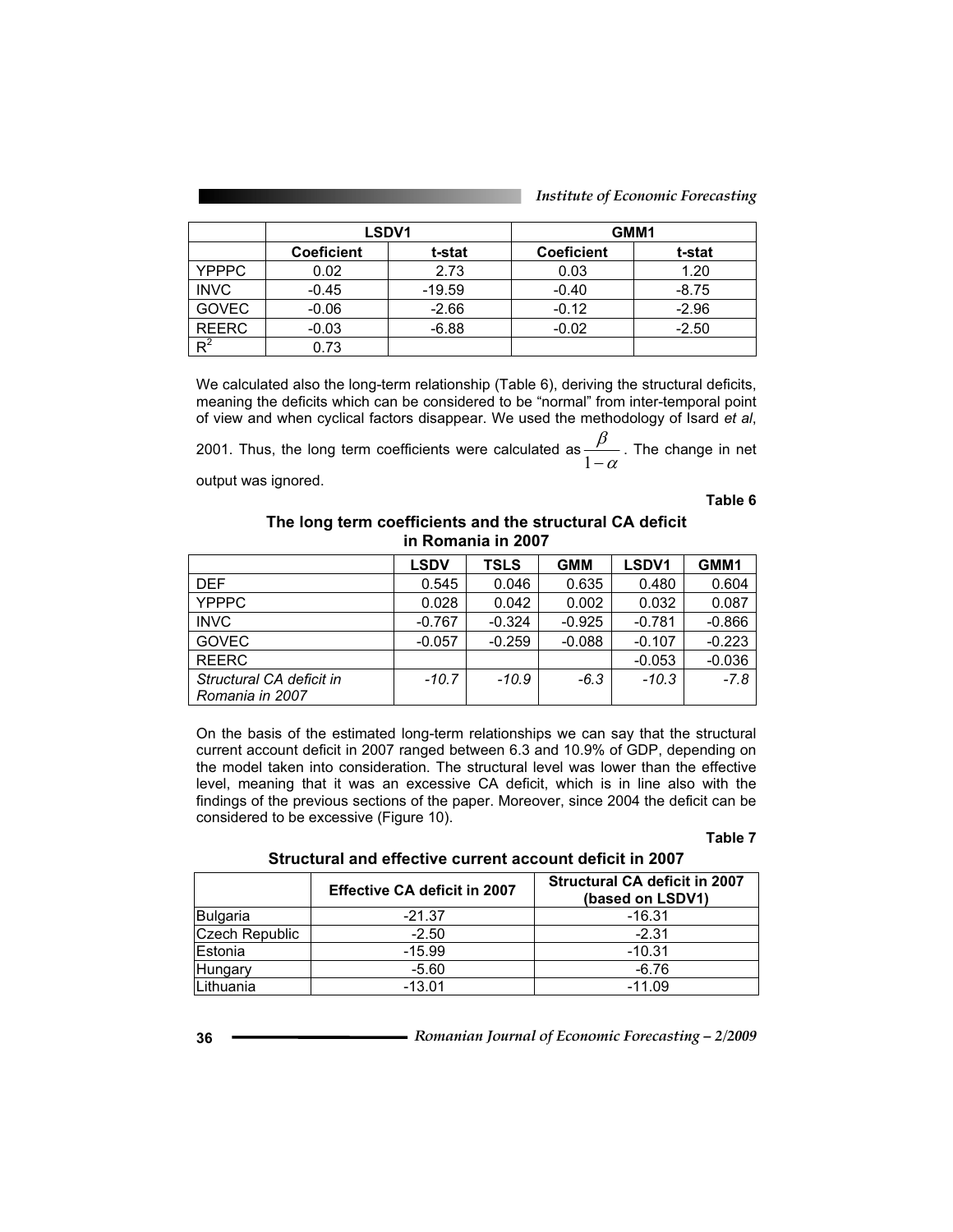| | LSDV1 | | GMM1 | |
|---|---|---|---|---|
| | **Coeficient** | **t-stat** | **Coeficient** | **t-stat** |
| YPPPC | 0.02 | 2.73 | 0.03 | 1.20 |
| INVC | -0.45 | -19.59 | -0.40 | -8.75 |
| GOVEC | -0.06 | -2.66 | -0.12 | -2.96 |
| REERC | -0.03 | -6.88 | -0.02 | -2.50 |
| $R^2$ | 0.73 | | | |

We calculated also the long-term relationship (Table 6), deriving the structural deficits, meaning the deficits which can be considered to be "normal" from inter-temporal point of view and when cyclical factors disappear. We used the methodology of Isard *et al*, 2001. Thus, the long term coefficients were calculated as $\frac{\beta}{1-\alpha}$. The change in net output was ignored.

**Table 6**

**The long term coefficients and the structural CA deficit in Romania in 2007**

| | LSDV | TSLS | GMM | LSDV1 | GMM1 |
|---|---|---|---|---|---|
| DEF | 0.545 | 0.046 | 0.635 | 0.480 | 0.604 |
| YPPPC | 0.028 | 0.042 | 0.002 | 0.032 | 0.087 |
| INVC | -0.767 | -0.324 | -0.925 | -0.781 | -0.866 |
| GOVEC | -0.057 | -0.259 | -0.088 | -0.107 | -0.223 |
| REERC | | | | -0.053 | -0.036 |
| *Structural CA deficit in Romania in 2007* | *-10.7* | *-10.9* | *-6.3* | *-10.3* | *-7.8* |

On the basis of the estimated long-term relationships we can say that the structural current account deficit in 2007 ranged between 6.3 and 10.9% of GDP, depending on the model taken into consideration. The structural level was lower than the effective level, meaning that it was an excessive CA deficit, which is in line also with the findings of the previous sections of the paper. Moreover, since 2004 the deficit can be considered to be excessive (Figure 10).

**Table 7**

**Structural and effective current account deficit in 2007**

| | Effective CA deficit in 2007 | Structural CA deficit in 2007 (based on LSDV1) |
|---|---|---|
| Bulgaria | -21.37 | -16.31 |
| Czech Republic | -2.50 | -2.31 |
| Estonia | -15.99 | -10.31 |
| Hungary | -5.60 | -6.76 |
| Lithuania | -13.01 | -11.09 |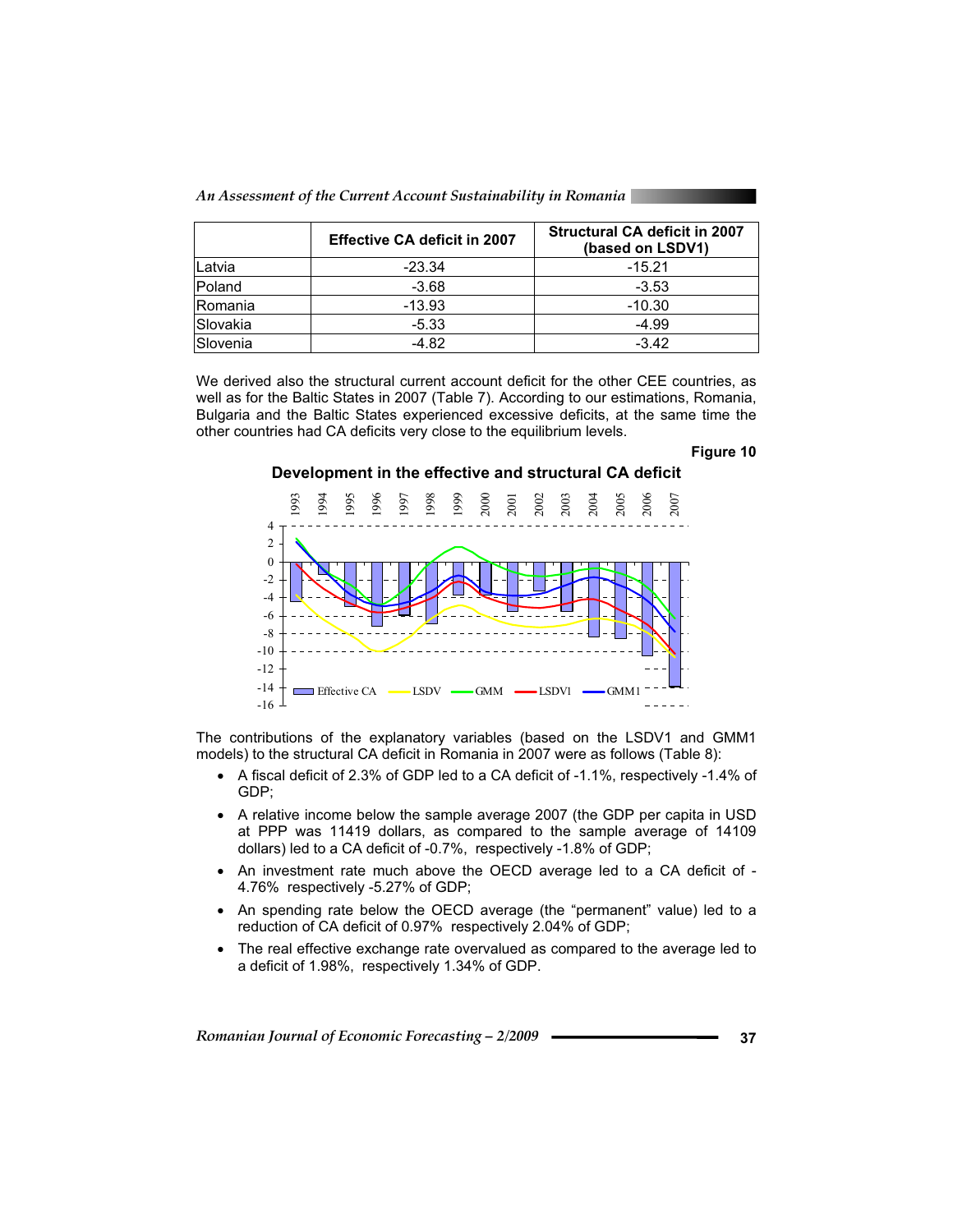| | Effective CA deficit in 2007 | Structural CA deficit in 2007 (based on LSDV1) |
|---|---|---|
| Latvia | -23.34 | -15.21 |
| Poland | -3.68 | -3.53 |
| Romania | -13.93 | -10.30 |
| Slovakia | -5.33 | -4.99 |
| Slovenia | -4.82 | -3.42 |

We derived also the structural current account deficit for the other CEE countries, as well as for the Baltic States in 2007 (Table 7). According to our estimations, Romania, Bulgaria and the Baltic States experienced excessive deficits, at the same time the other countries had CA deficits very close to the equilibrium levels.

**Figure 10**

**Development in the effective and structural CA deficit**

The contributions of the explanatory variables (based on the LSDV1 and GMM1 models) to the structural CA deficit in Romania in 2007 were as follows (Table 8):

- A fiscal deficit of 2.3% of GDP led to a CA deficit of -1.1%, respectively -1.4% of GDP;
- A relative income below the sample average 2007 (the GDP per capita in USD at PPP was 11419 dollars, as compared to the sample average of 14109 dollars) led to a CA deficit of -0.7%, respectively -1.8% of GDP;
- An investment rate much above the OECD average led to a CA deficit of -4.76% respectively -5.27% of GDP;
- An spending rate below the OECD average (the "permanent" value) led to a reduction of CA deficit of 0.97% respectively 2.04% of GDP;
- The real effective exchange rate overvalued as compared to the average led to a deficit of 1.98%, respectively 1.34% of GDP.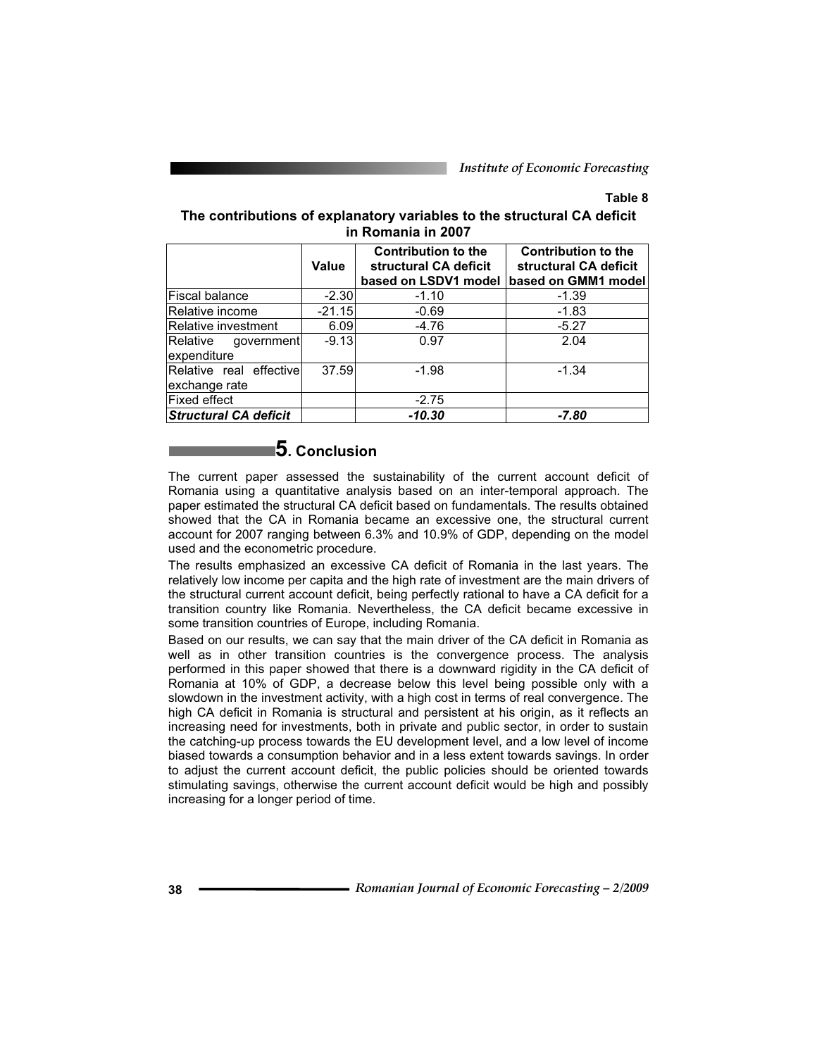**Table 8**

**The contributions of explanatory variables to the structural CA deficit in Romania in 2007**

| | Value | Contribution to the structural CA deficit based on LSDV1 model | Contribution to the structural CA deficit based on GMM1 model |
|---|---|---|---|
| Fiscal balance | -2.30 | -1.10 | -1.39 |
| Relative income | -21.15 | -0.69 | -1.83 |
| Relative investment | 6.09 | -4.76 | -5.27 |
| Relative government expenditure | -9.13 | 0.97 | 2.04 |
| Relative real effective exchange rate | 37.59 | -1.98 | -1.34 |
| Fixed effect | | -2.75 | |
| ***Structural CA deficit*** | | ***-10.30*** | ***-7.80*** |

## 5. Conclusion

The current paper assessed the sustainability of the current account deficit of Romania using a quantitative analysis based on an inter-temporal approach. The paper estimated the structural CA deficit based on fundamentals. The results obtained showed that the CA in Romania became an excessive one, the structural current account for 2007 ranging between 6.3% and 10.9% of GDP, depending on the model used and the econometric procedure.

The results emphasized an excessive CA deficit of Romania in the last years. The relatively low income per capita and the high rate of investment are the main drivers of the structural current account deficit, being perfectly rational to have a CA deficit for a transition country like Romania. Nevertheless, the CA deficit became excessive in some transition countries of Europe, including Romania.

Based on our results, we can say that the main driver of the CA deficit in Romania as well as in other transition countries is the convergence process. The analysis performed in this paper showed that there is a downward rigidity in the CA deficit of Romania at 10% of GDP, a decrease below this level being possible only with a slowdown in the investment activity, with a high cost in terms of real convergence. The high CA deficit in Romania is structural and persistent at his origin, as it reflects an increasing need for investments, both in private and public sector, in order to sustain the catching-up process towards the EU development level, and a low level of income biased towards a consumption behavior and in a less extent towards savings. In order to adjust the current account deficit, the public policies should be oriented towards stimulating savings, otherwise the current account deficit would be high and possibly increasing for a longer period of time.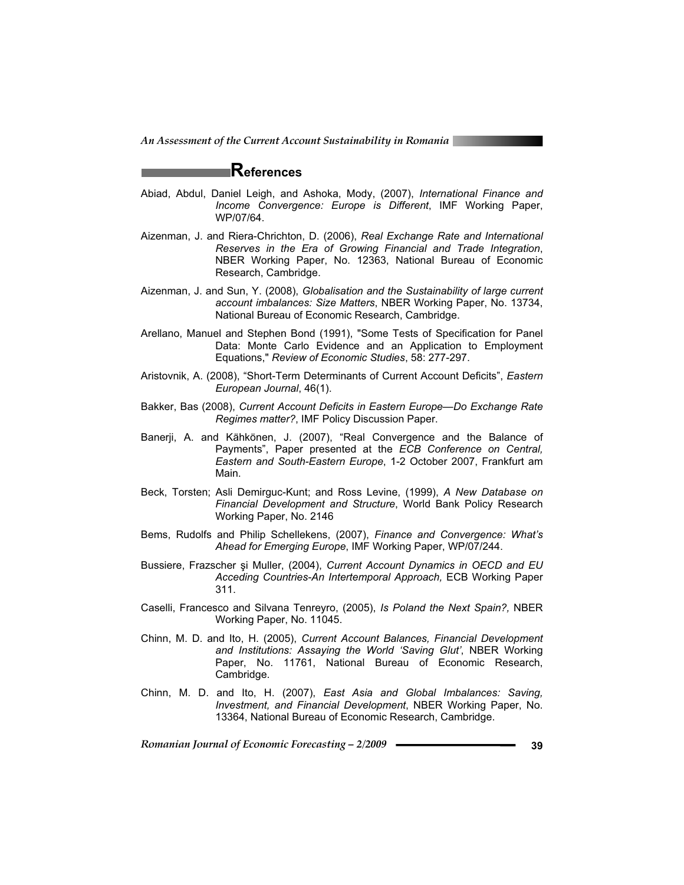## References

Abiad, Abdul, Daniel Leigh, and Ashoka, Mody, (2007), *International Finance and Income Convergence: Europe is Different*, IMF Working Paper, WP/07/64.

Aizenman, J. and Riera-Chrichton, D. (2006), *Real Exchange Rate and International Reserves in the Era of Growing Financial and Trade Integration*, NBER Working Paper, No. 12363, National Bureau of Economic Research, Cambridge.

Aizenman, J. and Sun, Y. (2008), *Globalisation and the Sustainability of large current account imbalances: Size Matters*, NBER Working Paper, No. 13734, National Bureau of Economic Research, Cambridge.

Arellano, Manuel and Stephen Bond (1991), "Some Tests of Specification for Panel Data: Monte Carlo Evidence and an Application to Employment Equations," *Review of Economic Studies*, 58: 277-297.

Aristovnik, A. (2008), "Short-Term Determinants of Current Account Deficits", *Eastern European Journal*, 46(1).

Bakker, Bas (2008), *Current Account Deficits in Eastern Europe—Do Exchange Rate Regimes matter?*, IMF Policy Discussion Paper.

Banerji, A. and Kähkönen, J. (2007), "Real Convergence and the Balance of Payments", Paper presented at the *ECB Conference on Central, Eastern and South-Eastern Europe*, 1-2 October 2007, Frankfurt am Main.

Beck, Torsten; Asli Demirguc-Kunt; and Ross Levine, (1999), *A New Database on Financial Development and Structure*, World Bank Policy Research Working Paper, No. 2146

Bems, Rudolfs and Philip Schellekens, (2007), *Finance and Convergence: What's Ahead for Emerging Europe*, IMF Working Paper, WP/07/244.

Bussiere, Frazscher şi Muller, (2004), *Current Account Dynamics in OECD and EU Acceding Countries-An Intertemporal Approach,* ECB Working Paper 311.

Caselli, Francesco and Silvana Tenreyro, (2005), *Is Poland the Next Spain?,* NBER Working Paper, No. 11045.

Chinn, M. D. and Ito, H. (2005), *Current Account Balances, Financial Development and Institutions: Assaying the World 'Saving Glut'*, NBER Working Paper, No. 11761, National Bureau of Economic Research, Cambridge.

Chinn, M. D. and Ito, H. (2007), *East Asia and Global Imbalances: Saving, Investment, and Financial Development*, NBER Working Paper, No. 13364, National Bureau of Economic Research, Cambridge.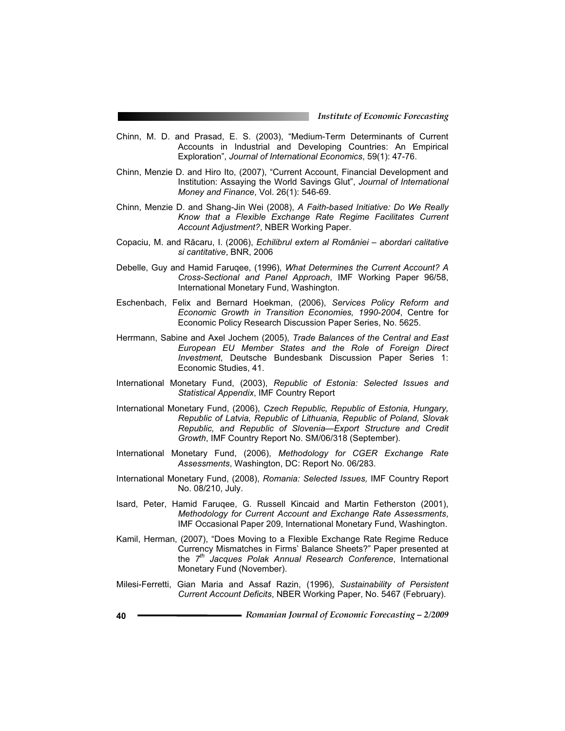Chinn, M. D. and Prasad, E. S. (2003), "Medium-Term Determinants of Current Accounts in Industrial and Developing Countries: An Empirical Exploration", *Journal of International Economics*, 59(1): 47-76.

Chinn, Menzie D. and Hiro Ito, (2007), "Current Account, Financial Development and Institution: Assaying the World Savings Glut", *Journal of International Money and Finance*, Vol. 26(1): 546-69.

Chinn, Menzie D. and Shang-Jin Wei (2008), *A Faith-based Initiative: Do We Really Know that a Flexible Exchange Rate Regime Facilitates Current Account Adjustment?*, NBER Working Paper.

Copaciu, M. and Răcaru, I. (2006), *Echilibrul extern al României – abordari calitative si cantitative*, BNR, 2006

Debelle, Guy and Hamid Faruqee, (1996), *What Determines the Current Account? A Cross-Sectional and Panel Approach*, IMF Working Paper 96/58, International Monetary Fund, Washington.

Eschenbach, Felix and Bernard Hoekman, (2006), *Services Policy Reform and Economic Growth in Transition Economies, 1990-2004*, Centre for Economic Policy Research Discussion Paper Series, No. 5625.

Herrmann, Sabine and Axel Jochem (2005), *Trade Balances of the Central and East European EU Member States and the Role of Foreign Direct Investment*, Deutsche Bundesbank Discussion Paper Series 1: Economic Studies, 41.

International Monetary Fund, (2003), *Republic of Estonia: Selected Issues and Statistical Appendix*, IMF Country Report

International Monetary Fund, (2006), *Czech Republic, Republic of Estonia, Hungary, Republic of Latvia, Republic of Lithuania, Republic of Poland, Slovak Republic, and Republic of Slovenia—Export Structure and Credit Growth*, IMF Country Report No. SM/06/318 (September).

International Monetary Fund, (2006), *Methodology for CGER Exchange Rate Assessments*, Washington, DC: Report No. 06/283.

International Monetary Fund, (2008), *Romania: Selected Issues,* IMF Country Report No. 08/210, July.

Isard, Peter, Hamid Faruqee, G. Russell Kincaid and Martin Fetherston (2001), *Methodology for Current Account and Exchange Rate Assessments*, IMF Occasional Paper 209, International Monetary Fund, Washington.

Kamil, Herman, (2007), "Does Moving to a Flexible Exchange Rate Regime Reduce Currency Mismatches in Firms' Balance Sheets?" Paper presented at the *7th Jacques Polak Annual Research Conference*, International Monetary Fund (November).

Milesi-Ferretti, Gian Maria and Assaf Razin, (1996), *Sustainability of Persistent Current Account Deficits*, NBER Working Paper, No. 5467 (February).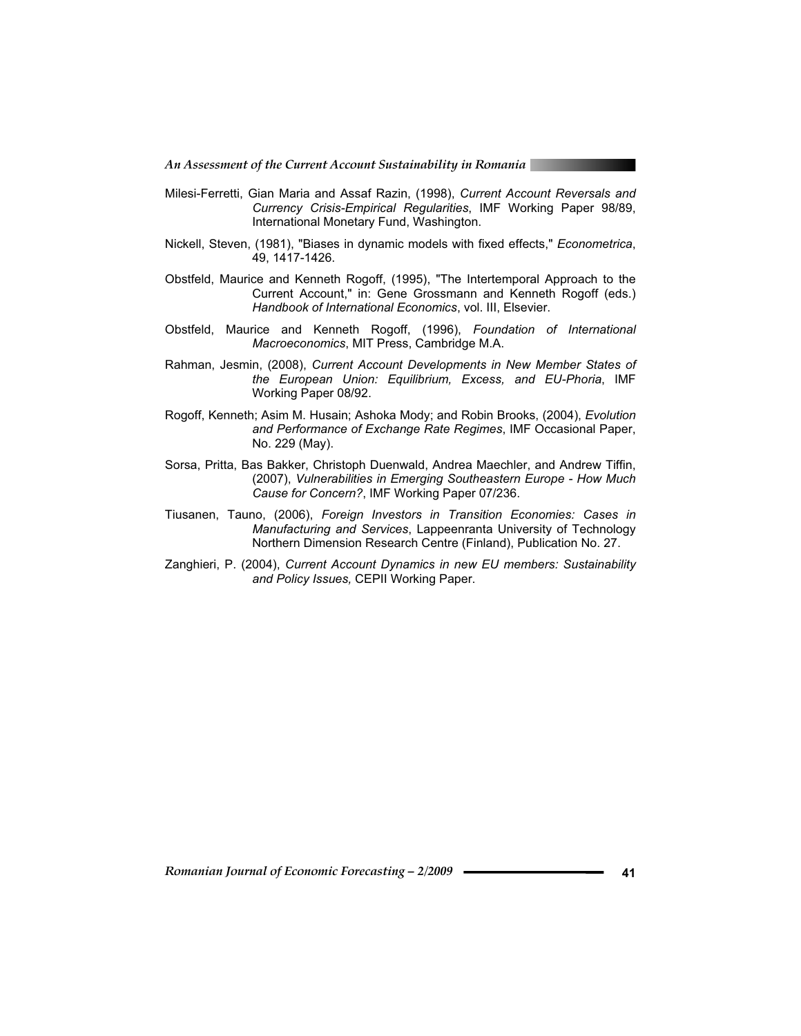Milesi-Ferretti, Gian Maria and Assaf Razin, (1998), *Current Account Reversals and Currency Crisis-Empirical Regularities*, IMF Working Paper 98/89, International Monetary Fund, Washington.

Nickell, Steven, (1981), "Biases in dynamic models with fixed effects," *Econometrica*, 49, 1417-1426.

Obstfeld, Maurice and Kenneth Rogoff, (1995), "The Intertemporal Approach to the Current Account," in: Gene Grossmann and Kenneth Rogoff (eds.) *Handbook of International Economics*, vol. III, Elsevier.

Obstfeld, Maurice and Kenneth Rogoff, (1996), *Foundation of International Macroeconomics*, MIT Press, Cambridge M.A.

Rahman, Jesmin, (2008), *Current Account Developments in New Member States of the European Union: Equilibrium, Excess, and EU-Phoria*, IMF Working Paper 08/92.

Rogoff, Kenneth; Asim M. Husain; Ashoka Mody; and Robin Brooks, (2004), *Evolution and Performance of Exchange Rate Regimes*, IMF Occasional Paper, No. 229 (May).

Sorsa, Pritta, Bas Bakker, Christoph Duenwald, Andrea Maechler, and Andrew Tiffin, (2007), *Vulnerabilities in Emerging Southeastern Europe - How Much Cause for Concern?*, IMF Working Paper 07/236.

Tiusanen, Tauno, (2006), *Foreign Investors in Transition Economies: Cases in Manufacturing and Services*, Lappeenranta University of Technology Northern Dimension Research Centre (Finland), Publication No. 27.

Zanghieri, P. (2004), *Current Account Dynamics in new EU members: Sustainability and Policy Issues,* CEPII Working Paper.